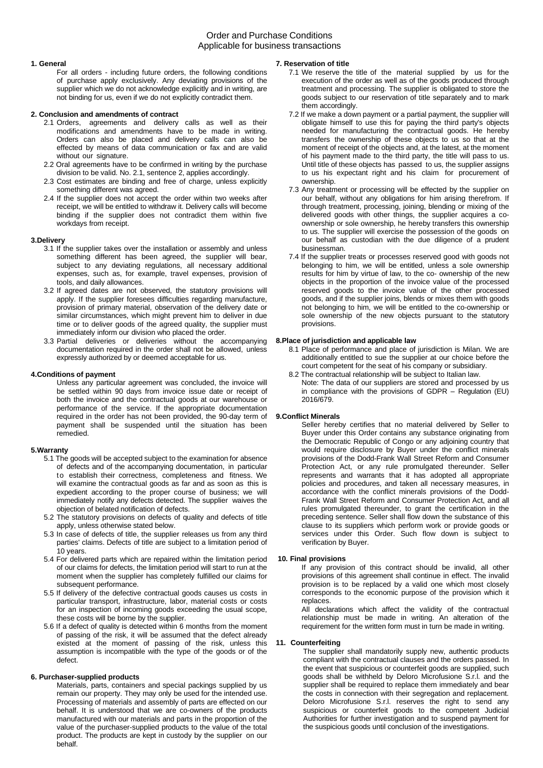# Order and Purchase Conditions
## Applicable for business transactions

### 1. General

For all orders - including future orders, the following conditions of purchase apply exclusively. Any deviating provisions of the supplier which we do not acknowledge explicitly and in writing, are not binding for us, even if we do not explicitly contradict them.

### 2. Conclusion and amendments of contract

2.1 Orders, agreements and delivery calls as well as their modifications and amendments have to be made in writing. Orders can also be placed and delivery calls can also be effected by means of data communication or fax and are valid without our signature.

2.2 Oral agreements have to be confirmed in writing by the purchase division to be valid. No. 2.1, sentence 2, applies accordingly.

2.3 Cost estimates are binding and free of charge, unless explicitly something different was agreed.

2.4 If the supplier does not accept the order within two weeks after receipt, we will be entitled to withdraw it. Delivery calls will become binding if the supplier does not contradict them within five workdays from receipt.

### 3.Delivery

3.1 If the supplier takes over the installation or assembly and unless something different has been agreed, the supplier will bear, subject to any deviating regulations, all necessary additional expenses, such as, for example, travel expenses, provision of tools, and daily allowances.

3.2 If agreed dates are not observed, the statutory provisions will apply. If the supplier foresees difficulties regarding manufacture, provision of primary material, observation of the delivery date or similar circumstances, which might prevent him to deliver in due time or to deliver goods of the agreed quality, the supplier must immediately inform our division who placed the order.

3.3 Partial deliveries or deliveries without the accompanying documentation required in the order shall not be allowed, unless expressly authorized by or deemed acceptable for us.

### 4.Conditions of payment

Unless any particular agreement was concluded, the invoice will be settled within 90 days from invoice issue date or receipt of both the invoice and the contractual goods at our warehouse or performance of the service. If the appropriate documentation required in the order has not been provided, the 90-day term of payment shall be suspended until the situation has been remedied.

### 5.Warranty

5.1 The goods will be accepted subject to the examination for absence of defects and of the accompanying documentation, in particular to establish their correctness, completeness and fitness. We will examine the contractual goods as far and as soon as this is expedient according to the proper course of business; we will immediately notify any defects detected. The supplier waives the objection of belated notification of defects.

5.2 The statutory provisions on defects of quality and defects of title apply, unless otherwise stated below.

5.3 In case of defects of title, the supplier releases us from any third parties' claims. Defects of title are subject to a limitation period of 10 years.

5.4 For delivered parts which are repaired within the limitation period of our claims for defects, the limitation period will start to run at the moment when the supplier has completely fulfilled our claims for subsequent performance.

5.5 If delivery of the defective contractual goods causes us costs in particular transport, infrastructure, labor, material costs or costs for an inspection of incoming goods exceeding the usual scope, these costs will be borne by the supplier.

5.6 If a defect of quality is detected within 6 months from the moment of passing of the risk, it will be assumed that the defect already existed at the moment of passing of the risk, unless this assumption is incompatible with the type of the goods or of the defect.

### 6. Purchaser-supplied products

Materials, parts, containers and special packings supplied by us remain our property. They may only be used for the intended use. Processing of materials and assembly of parts are effected on our behalf. It is understood that we are co-owners of the products manufactured with our materials and parts in the proportion of the value of the purchaser-supplied products to the value of the total product. The products are kept in custody by the supplier on our behalf.

### 7. Reservation of title

7.1 We reserve the title of the material supplied by us for the execution of the order as well as of the goods produced through treatment and processing. The supplier is obligated to store the goods subject to our reservation of title separately and to mark them accordingly.

7.2 If we make a down payment or a partial payment, the supplier will obligate himself to use this for paying the third party's objects needed for manufacturing the contractual goods. He hereby transfers the ownership of these objects to us so that at the moment of receipt of the objects and, at the latest, at the moment of his payment made to the third party, the title will pass to us. Until title of these objects has passed to us, the supplier assigns to us his expectant right and his claim for procurement of ownership.

7.3 Any treatment or processing will be effected by the supplier on our behalf, without any obligations for him arising therefrom. If through treatment, processing, joining, blending or mixing of the delivered goods with other things, the supplier acquires a co-ownership or sole ownership, he hereby transfers this ownership to us. The supplier will exercise the possession of the goods on our behalf as custodian with the due diligence of a prudent businessman.

7.4 If the supplier treats or processes reserved good with goods not belonging to him, we will be entitled, unless a sole ownership results for him by virtue of law, to the co- ownership of the new objects in the proportion of the invoice value of the processed reserved goods to the invoice value of the other processed goods, and if the supplier joins, blends or mixes them with goods not belonging to him, we will be entitled to the co-ownership or sole ownership of the new objects pursuant to the statutory provisions.

### 8.Place of jurisdiction and applicable law

8.1 Place of performance and place of jurisdiction is Milan. We are additionally entitled to sue the supplier at our choice before the court competent for the seat of his company or subsidiary.

8.2 The contractual relationship will be subject to Italian law.

Note: The data of our suppliers are stored and processed by us in compliance with the provisions of GDPR – Regulation (EU) 2016/679.

### 9.Conflict Minerals

Seller hereby certifies that no material delivered by Seller to Buyer under this Order contains any substance originating from the Democratic Republic of Congo or any adjoining country that would require disclosure by Buyer under the conflict minerals provisions of the Dodd-Frank Wall Street Reform and Consumer Protection Act, or any rule promulgated thereunder. Seller represents and warrants that it has adopted all appropriate policies and procedures, and taken all necessary measures, in accordance with the conflict minerals provisions of the Dodd-Frank Wall Street Reform and Consumer Protection Act, and all rules promulgated thereunder, to grant the certification in the preceding sentence. Seller shall flow down the substance of this clause to its suppliers which perform work or provide goods or services under this Order. Such flow down is subject to verification by Buyer.

### 10. Final provisions

If any provision of this contract should be invalid, all other provisions of this agreement shall continue in effect. The invalid provision is to be replaced by a valid one which most closely corresponds to the economic purpose of the provision which it replaces.

All declarations which affect the validity of the contractual relationship must be made in writing. An alteration of the requirement for the written form must in turn be made in writing.

### 11. Counterfeiting

The supplier shall mandatorily supply new, authentic products compliant with the contractual clauses and the orders passed. In the event that suspicious or counterfeit goods are supplied, such goods shall be withheld by Deloro Microfusione S.r.l. and the supplier shall be required to replace them immediately and bear the costs in connection with their segregation and replacement. Deloro Microfusione S.r.l. reserves the right to send any suspicious or counterfeit goods to the competent Judicial Authorities for further investigation and to suspend payment for the suspicious goods until conclusion of the investigations.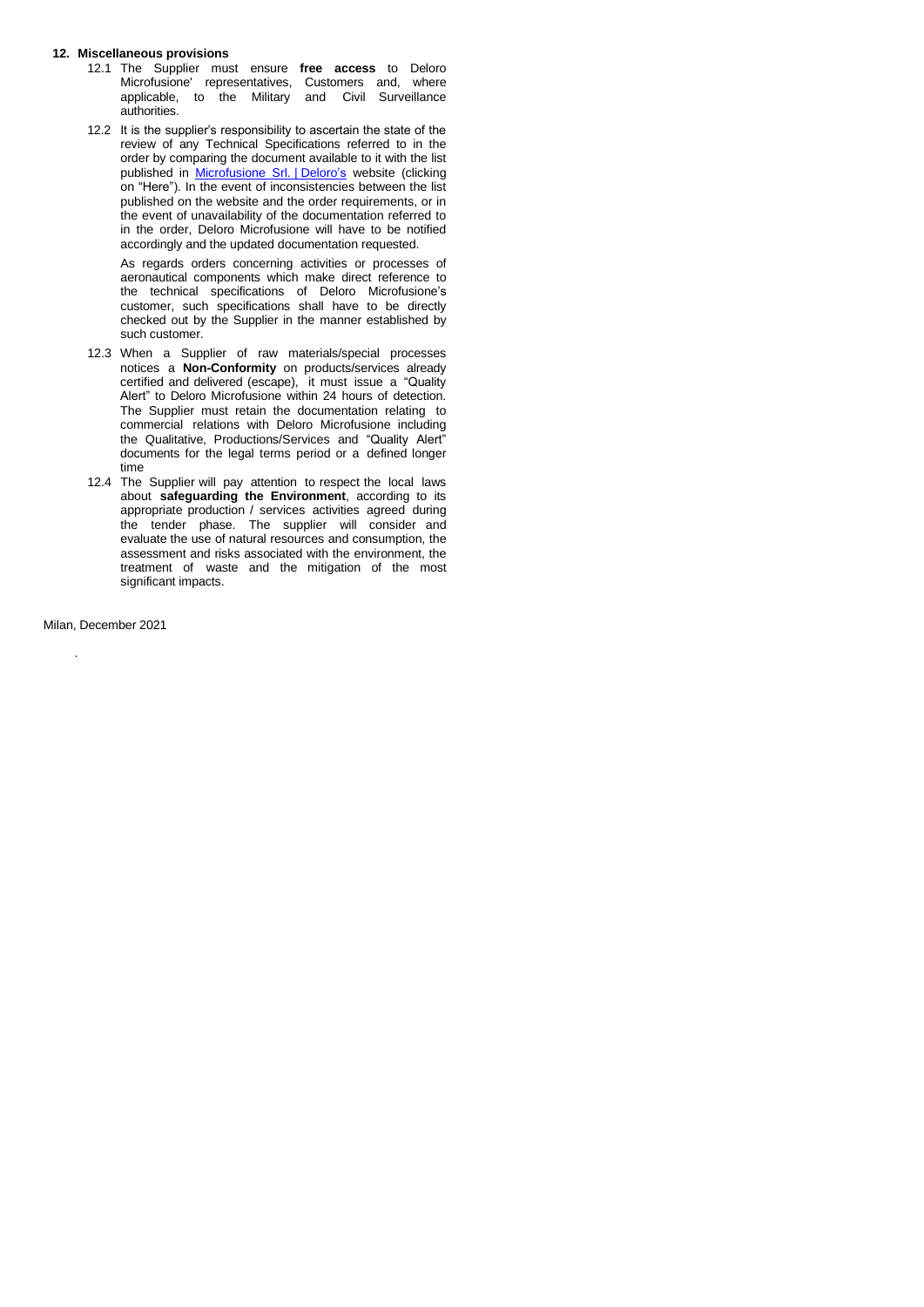## 12. Miscellaneous provisions

12.1 The Supplier must ensure **free access** to Deloro Microfusione' representatives, Customers and, where applicable, to the Military and Civil Surveillance authorities.

12.2 It is the supplier's responsibility to ascertain the state of the review of any Technical Specifications referred to in the order by comparing the document available to it with the list published in Microfusione Srl. | Deloro's website (clicking on "Here"). In the event of inconsistencies between the list published on the website and the order requirements, or in the event of unavailability of the documentation referred to in the order, Deloro Microfusione will have to be notified accordingly and the updated documentation requested.

As regards orders concerning activities or processes of aeronautical components which make direct reference to the technical specifications of Deloro Microfusione's customer, such specifications shall have to be directly checked out by the Supplier in the manner established by such customer.

12.3 When a Supplier of raw materials/special processes notices a **Non-Conformity** on products/services already certified and delivered (escape), it must issue a "Quality Alert" to Deloro Microfusione within 24 hours of detection. The Supplier must retain the documentation relating to commercial relations with Deloro Microfusione including the Qualitative, Productions/Services and "Quality Alert" documents for the legal terms period or a defined longer time

12.4 The Supplier will pay attention to respect the local laws about **safeguarding the Environment**, according to its appropriate production / services activities agreed during the tender phase. The supplier will consider and evaluate the use of natural resources and consumption, the assessment and risks associated with the environment, the treatment of waste and the mitigation of the most significant impacts.

Milan, December 2021